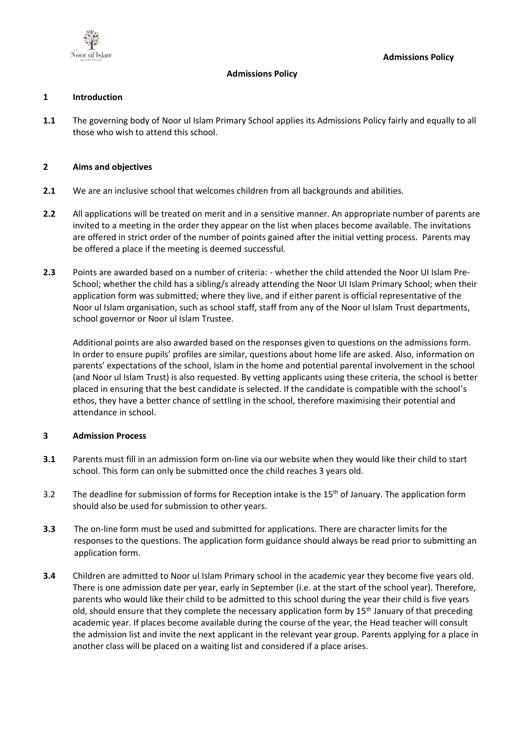# Admissions Policy

## 1 Introduction

**1.1** The governing body of Noor ul Islam Primary School applies its Admissions Policy fairly and equally to all those who wish to attend this school.

## 2 Aims and objectives

**2.1** We are an inclusive school that welcomes children from all backgrounds and abilities.

**2.2** All applications will be treated on merit and in a sensitive manner. An appropriate number of parents are invited to a meeting in the order they appear on the list when places become available. The invitations are offered in strict order of the number of points gained after the initial vetting process. Parents may be offered a place if the meeting is deemed successful.

**2.3** Points are awarded based on a number of criteria: - whether the child attended the Noor UI Islam Pre-School; whether the child has a sibling/s already attending the Noor UI Islam Primary School; when their application form was submitted; where they live, and if either parent is official representative of the Noor ul Islam organisation, such as school staff, staff from any of the Noor ul Islam Trust departments, school governor or Noor ul Islam Trustee.

Additional points are also awarded based on the responses given to questions on the admissions form. In order to ensure pupils' profiles are similar, questions about home life are asked. Also, information on parents' expectations of the school, Islam in the home and potential parental involvement in the school (and Noor ul Islam Trust) is also requested. By vetting applicants using these criteria, the school is better placed in ensuring that the best candidate is selected. If the candidate is compatible with the school's ethos, they have a better chance of settling in the school, therefore maximising their potential and attendance in school.

## 3 Admission Process

**3.1** Parents must fill in an admission form on-line via our website when they would like their child to start school. This form can only be submitted once the child reaches 3 years old.

3.2 The deadline for submission of forms for Reception intake is the 15th of January. The application form should also be used for submission to other years.

**3.3** The on-line form must be used and submitted for applications. There are character limits for the responses to the questions. The application form guidance should always be read prior to submitting an application form.

**3.4** Children are admitted to Noor ul Islam Primary school in the academic year they become five years old. There is one admission date per year, early in September (i.e. at the start of the school year). Therefore, parents who would like their child to be admitted to this school during the year their child is five years old, should ensure that they complete the necessary application form by 15th January of that preceding academic year. If places become available during the course of the year, the Head teacher will consult the admission list and invite the next applicant in the relevant year group. Parents applying for a place in another class will be placed on a waiting list and considered if a place arises.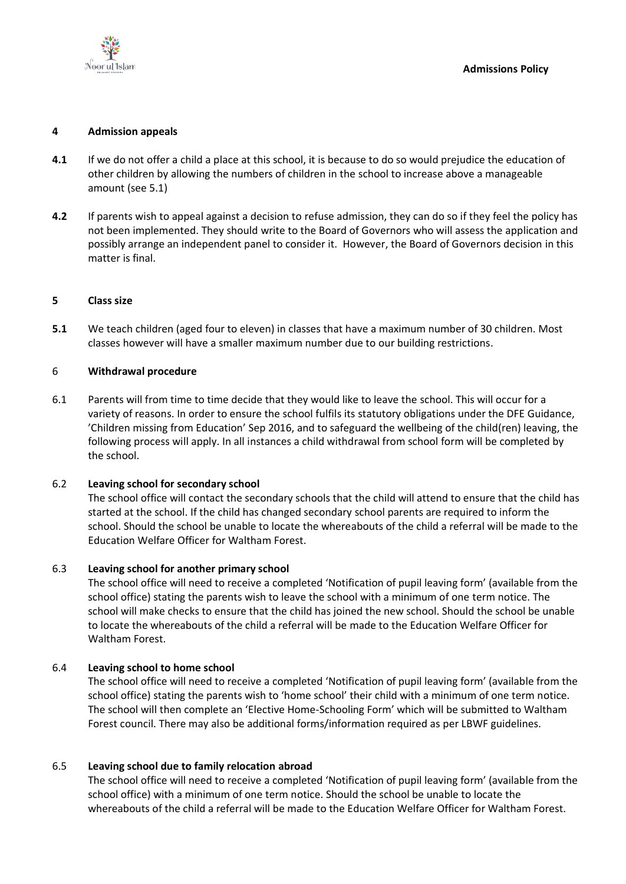## 4 Admission appeals

**4.1** If we do not offer a child a place at this school, it is because to do so would prejudice the education of other children by allowing the numbers of children in the school to increase above a manageable amount (see 5.1)

**4.2** If parents wish to appeal against a decision to refuse admission, they can do so if they feel the policy has not been implemented. They should write to the Board of Governors who will assess the application and possibly arrange an independent panel to consider it. However, the Board of Governors decision in this matter is final.

## 5 Class size

**5.1** We teach children (aged four to eleven) in classes that have a maximum number of 30 children. Most classes however will have a smaller maximum number due to our building restrictions.

## 6 Withdrawal procedure

6.1 Parents will from time to time decide that they would like to leave the school. This will occur for a variety of reasons. In order to ensure the school fulfils its statutory obligations under the DFE Guidance, 'Children missing from Education' Sep 2016, and to safeguard the wellbeing of the child(ren) leaving, the following process will apply. In all instances a child withdrawal from school form will be completed by the school.

6.2 **Leaving school for secondary school**

The school office will contact the secondary schools that the child will attend to ensure that the child has started at the school. If the child has changed secondary school parents are required to inform the school. Should the school be unable to locate the whereabouts of the child a referral will be made to the Education Welfare Officer for Waltham Forest.

6.3 **Leaving school for another primary school**

The school office will need to receive a completed 'Notification of pupil leaving form' (available from the school office) stating the parents wish to leave the school with a minimum of one term notice. The school will make checks to ensure that the child has joined the new school. Should the school be unable to locate the whereabouts of the child a referral will be made to the Education Welfare Officer for Waltham Forest.

6.4 **Leaving school to home school**

The school office will need to receive a completed 'Notification of pupil leaving form' (available from the school office) stating the parents wish to 'home school' their child with a minimum of one term notice. The school will then complete an 'Elective Home-Schooling Form' which will be submitted to Waltham Forest council. There may also be additional forms/information required as per LBWF guidelines.

6.5 **Leaving school due to family relocation abroad**

The school office will need to receive a completed 'Notification of pupil leaving form' (available from the school office) with a minimum of one term notice. Should the school be unable to locate the whereabouts of the child a referral will be made to the Education Welfare Officer for Waltham Forest.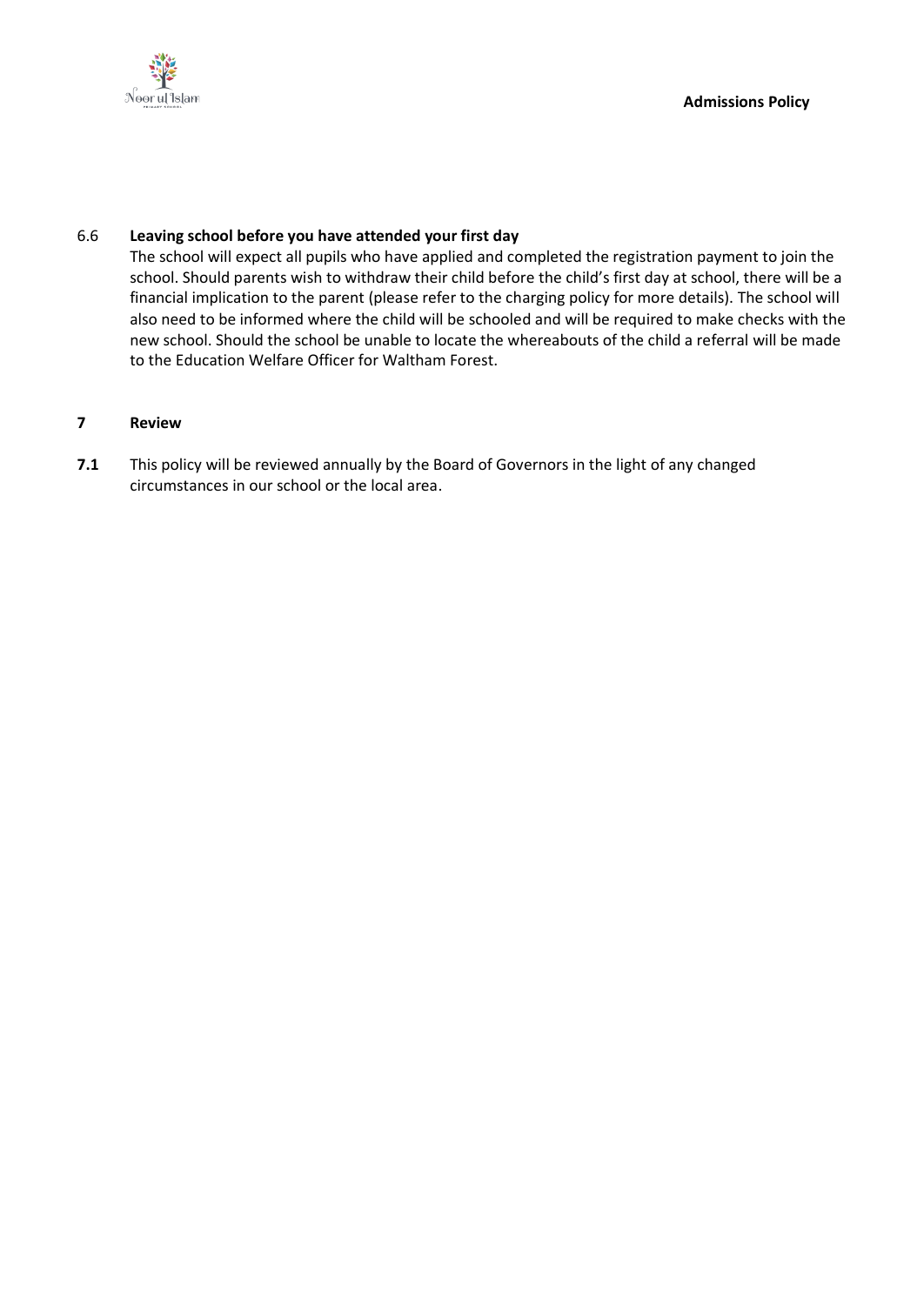### 6.6 Leaving school before you have attended your first day

The school will expect all pupils who have applied and completed the registration payment to join the school. Should parents wish to withdraw their child before the child's first day at school, there will be a financial implication to the parent (please refer to the charging policy for more details). The school will also need to be informed where the child will be schooled and will be required to make checks with the new school. Should the school be unable to locate the whereabouts of the child a referral will be made to the Education Welfare Officer for Waltham Forest.

## 7 Review

**7.1** This policy will be reviewed annually by the Board of Governors in the light of any changed circumstances in our school or the local area.